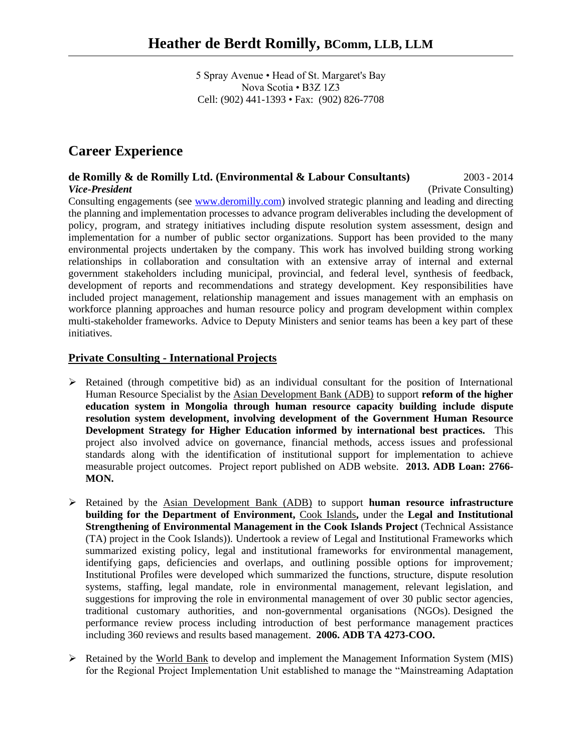# Heather de Berdt Romilly, BComm, LLB, LLM

5 Spray Avenue • Head of St. Margaret's Bay
Nova Scotia • B3Z 1Z3
Cell: (902) 441-1393 • Fax: (902) 826-7708

## Career Experience

**de Romilly & de Romilly Ltd. (Environmental & Labour Consultants)** 2003 - 2014
***Vice-President*** (Private Consulting)

Consulting engagements (see www.deromilly.com) involved strategic planning and leading and directing the planning and implementation processes to advance program deliverables including the development of policy, program, and strategy initiatives including dispute resolution system assessment, design and implementation for a number of public sector organizations. Support has been provided to the many environmental projects undertaken by the company. This work has involved building strong working relationships in collaboration and consultation with an extensive array of internal and external government stakeholders including municipal, provincial, and federal level, synthesis of feedback, development of reports and recommendations and strategy development. Key responsibilities have included project management, relationship management and issues management with an emphasis on workforce planning approaches and human resource policy and program development within complex multi-stakeholder frameworks. Advice to Deputy Ministers and senior teams has been a key part of these initiatives.

### Private Consulting - International Projects

- Retained (through competitive bid) as an individual consultant for the position of International Human Resource Specialist by the Asian Development Bank (ADB) to support **reform of the higher education system in Mongolia through human resource capacity building include dispute resolution system development, involving development of the Government Human Resource Development Strategy for Higher Education informed by international best practices.** This project also involved advice on governance, financial methods, access issues and professional standards along with the identification of institutional support for implementation to achieve measurable project outcomes. Project report published on ADB website. **2013. ADB Loan: 2766-MON.**

- Retained by the Asian Development Bank (ADB) to support **human resource infrastructure building for the Department of Environment,** Cook Islands**,** under the **Legal and Institutional Strengthening of Environmental Management in the Cook Islands Project** (Technical Assistance (TA) project in the Cook Islands)). Undertook a review of Legal and Institutional Frameworks which summarized existing policy, legal and institutional frameworks for environmental management, identifying gaps, deficiencies and overlaps, and outlining possible options for improvement*;* Institutional Profiles were developed which summarized the functions, structure, dispute resolution systems, staffing, legal mandate, role in environmental management, relevant legislation, and suggestions for improving the role in environmental management of over 30 public sector agencies, traditional customary authorities, and non-governmental organisations (NGOs). Designed the performance review process including introduction of best performance management practices including 360 reviews and results based management. **2006. ADB TA 4273-COO.**

- Retained by the World Bank to develop and implement the Management Information System (MIS) for the Regional Project Implementation Unit established to manage the "Mainstreaming Adaptation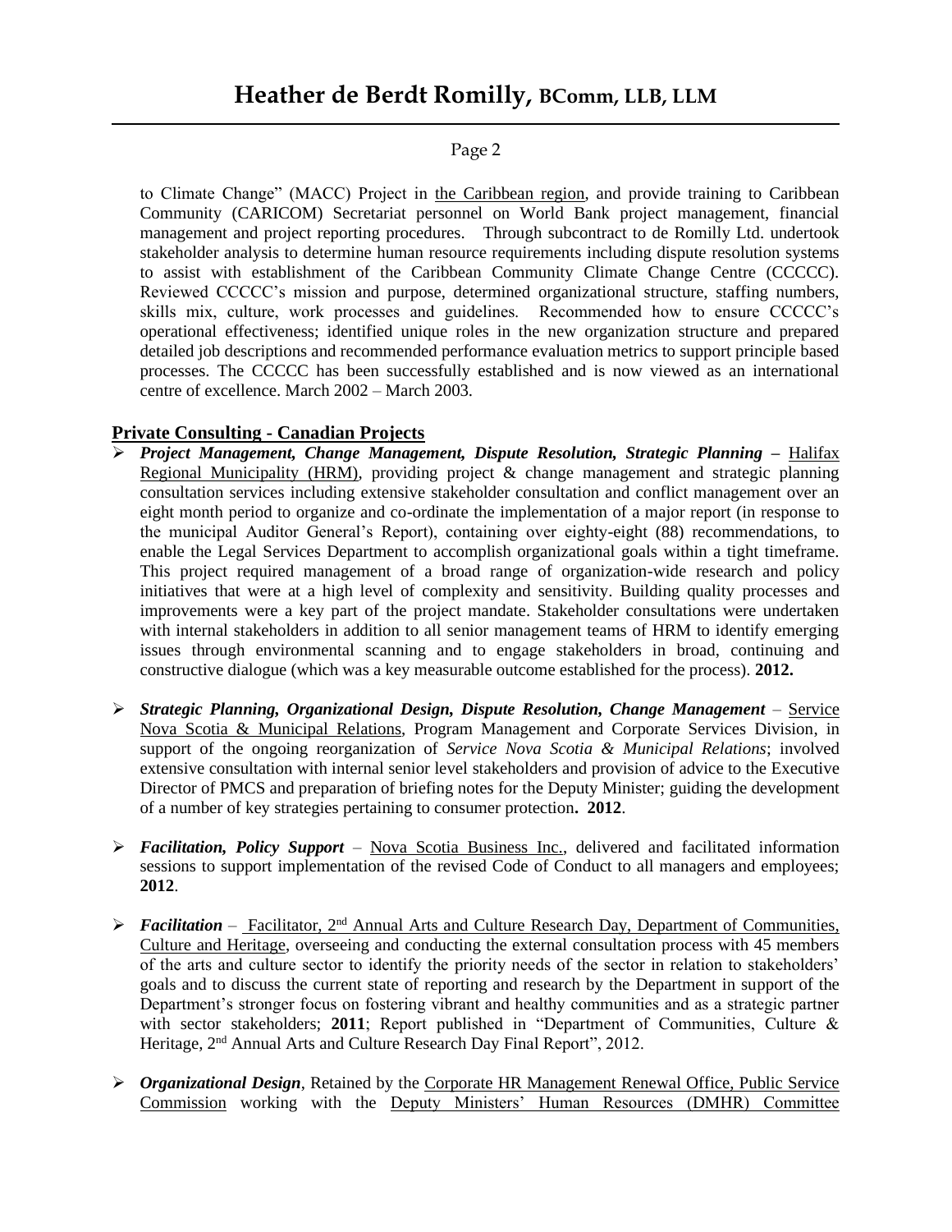to Climate Change" (MACC) Project in the Caribbean region, and provide training to Caribbean Community (CARICOM) Secretariat personnel on World Bank project management, financial management and project reporting procedures. Through subcontract to de Romilly Ltd. undertook stakeholder analysis to determine human resource requirements including dispute resolution systems to assist with establishment of the Caribbean Community Climate Change Centre (CCCCC). Reviewed CCCCC's mission and purpose, determined organizational structure, staffing numbers, skills mix, culture, work processes and guidelines. Recommended how to ensure CCCCC's operational effectiveness; identified unique roles in the new organization structure and prepared detailed job descriptions and recommended performance evaluation metrics to support principle based processes. The CCCCC has been successfully established and is now viewed as an international centre of excellence. March 2002 – March 2003.

## Private Consulting - Canadian Projects

- ***Project Management, Change Management, Dispute Resolution, Strategic Planning*** – Halifax Regional Municipality (HRM), providing project & change management and strategic planning consultation services including extensive stakeholder consultation and conflict management over an eight month period to organize and co-ordinate the implementation of a major report (in response to the municipal Auditor General's Report), containing over eighty-eight (88) recommendations, to enable the Legal Services Department to accomplish organizational goals within a tight timeframe. This project required management of a broad range of organization-wide research and policy initiatives that were at a high level of complexity and sensitivity. Building quality processes and improvements were a key part of the project mandate. Stakeholder consultations were undertaken with internal stakeholders in addition to all senior management teams of HRM to identify emerging issues through environmental scanning and to engage stakeholders in broad, continuing and constructive dialogue (which was a key measurable outcome established for the process). **2012.**

- ***Strategic Planning, Organizational Design, Dispute Resolution, Change Management*** – Service Nova Scotia & Municipal Relations, Program Management and Corporate Services Division, in support of the ongoing reorganization of *Service Nova Scotia & Municipal Relations*; involved extensive consultation with internal senior level stakeholders and provision of advice to the Executive Director of PMCS and preparation of briefing notes for the Deputy Minister; guiding the development of a number of key strategies pertaining to consumer protection**. 2012**.

- ***Facilitation, Policy Support*** – Nova Scotia Business Inc., delivered and facilitated information sessions to support implementation of the revised Code of Conduct to all managers and employees; **2012**.

- ***Facilitation*** – Facilitator, 2nd Annual Arts and Culture Research Day, Department of Communities, Culture and Heritage, overseeing and conducting the external consultation process with 45 members of the arts and culture sector to identify the priority needs of the sector in relation to stakeholders' goals and to discuss the current state of reporting and research by the Department in support of the Department's stronger focus on fostering vibrant and healthy communities and as a strategic partner with sector stakeholders; **2011**; Report published in "Department of Communities, Culture & Heritage, 2nd Annual Arts and Culture Research Day Final Report", 2012.

- ***Organizational Design***, Retained by the Corporate HR Management Renewal Office, Public Service Commission working with the Deputy Ministers' Human Resources (DMHR) Committee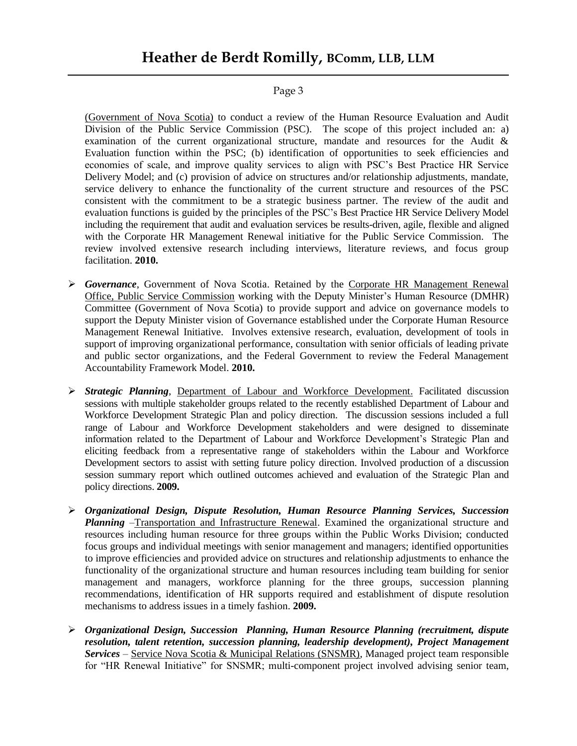(Government of Nova Scotia) to conduct a review of the Human Resource Evaluation and Audit Division of the Public Service Commission (PSC). The scope of this project included an: a) examination of the current organizational structure, mandate and resources for the Audit & Evaluation function within the PSC; (b) identification of opportunities to seek efficiencies and economies of scale, and improve quality services to align with PSC's Best Practice HR Service Delivery Model; and (c) provision of advice on structures and/or relationship adjustments, mandate, service delivery to enhance the functionality of the current structure and resources of the PSC consistent with the commitment to be a strategic business partner. The review of the audit and evaluation functions is guided by the principles of the PSC's Best Practice HR Service Delivery Model including the requirement that audit and evaluation services be results-driven, agile, flexible and aligned with the Corporate HR Management Renewal initiative for the Public Service Commission. The review involved extensive research including interviews, literature reviews, and focus group facilitation. **2010.**

- ***Governance***, Government of Nova Scotia. Retained by the Corporate HR Management Renewal Office, Public Service Commission working with the Deputy Minister's Human Resource (DMHR) Committee (Government of Nova Scotia) to provide support and advice on governance models to support the Deputy Minister vision of Governance established under the Corporate Human Resource Management Renewal Initiative. Involves extensive research, evaluation, development of tools in support of improving organizational performance, consultation with senior officials of leading private and public sector organizations, and the Federal Government to review the Federal Management Accountability Framework Model. **2010.**

- ***Strategic Planning***, Department of Labour and Workforce Development. Facilitated discussion sessions with multiple stakeholder groups related to the recently established Department of Labour and Workforce Development Strategic Plan and policy direction. The discussion sessions included a full range of Labour and Workforce Development stakeholders and were designed to disseminate information related to the Department of Labour and Workforce Development's Strategic Plan and eliciting feedback from a representative range of stakeholders within the Labour and Workforce Development sectors to assist with setting future policy direction. Involved production of a discussion session summary report which outlined outcomes achieved and evaluation of the Strategic Plan and policy directions. **2009.**

- ***Organizational Design, Dispute Resolution, Human Resource Planning Services, Succession Planning*** –Transportation and Infrastructure Renewal. Examined the organizational structure and resources including human resource for three groups within the Public Works Division; conducted focus groups and individual meetings with senior management and managers; identified opportunities to improve efficiencies and provided advice on structures and relationship adjustments to enhance the functionality of the organizational structure and human resources including team building for senior management and managers, workforce planning for the three groups, succession planning recommendations, identification of HR supports required and establishment of dispute resolution mechanisms to address issues in a timely fashion. **2009.**

- ***Organizational Design, Succession Planning, Human Resource Planning (recruitment, dispute resolution, talent retention, succession planning, leadership development), Project Management Services*** – Service Nova Scotia & Municipal Relations (SNSMR), Managed project team responsible for "HR Renewal Initiative" for SNSMR; multi-component project involved advising senior team,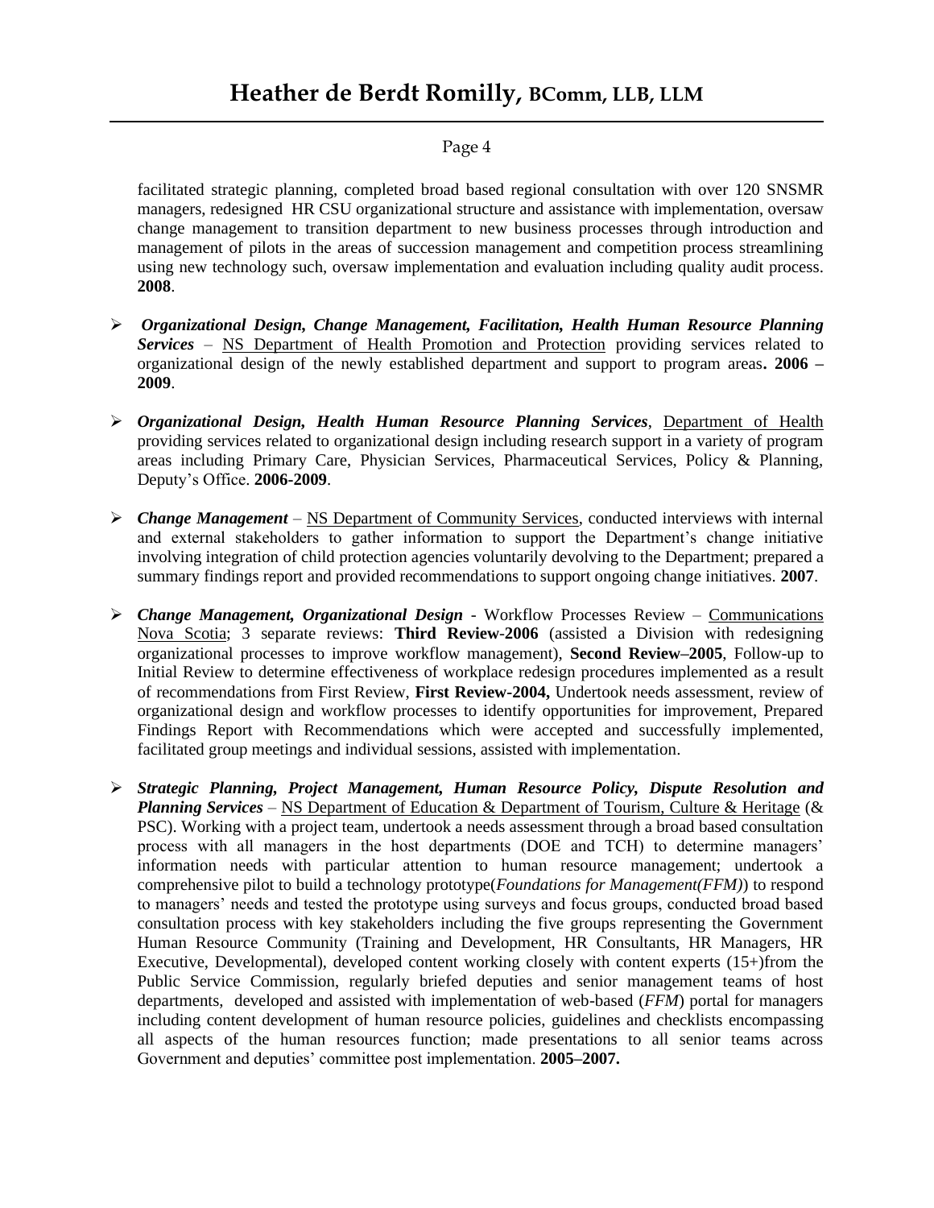facilitated strategic planning, completed broad based regional consultation with over 120 SNSMR managers, redesigned HR CSU organizational structure and assistance with implementation, oversaw change management to transition department to new business processes through introduction and management of pilots in the areas of succession management and competition process streamlining using new technology such, oversaw implementation and evaluation including quality audit process. **2008**.

- ***Organizational Design, Change Management, Facilitation, Health Human Resource Planning Services*** – NS Department of Health Promotion and Protection providing services related to organizational design of the newly established department and support to program areas**. 2006 – 2009**.

- ***Organizational Design, Health Human Resource Planning Services***, Department of Health providing services related to organizational design including research support in a variety of program areas including Primary Care, Physician Services, Pharmaceutical Services, Policy & Planning, Deputy's Office. **2006-2009**.

- ***Change Management*** – NS Department of Community Services, conducted interviews with internal and external stakeholders to gather information to support the Department's change initiative involving integration of child protection agencies voluntarily devolving to the Department; prepared a summary findings report and provided recommendations to support ongoing change initiatives. **2007**.

- ***Change Management, Organizational Design*** - Workflow Processes Review – Communications Nova Scotia; 3 separate reviews: **Third Review-2006** (assisted a Division with redesigning organizational processes to improve workflow management), **Second Review–2005**, Follow-up to Initial Review to determine effectiveness of workplace redesign procedures implemented as a result of recommendations from First Review, **First Review-2004,** Undertook needs assessment, review of organizational design and workflow processes to identify opportunities for improvement, Prepared Findings Report with Recommendations which were accepted and successfully implemented, facilitated group meetings and individual sessions, assisted with implementation.

- ***Strategic Planning, Project Management, Human Resource Policy, Dispute Resolution and Planning Services*** – NS Department of Education & Department of Tourism, Culture & Heritage (& PSC). Working with a project team, undertook a needs assessment through a broad based consultation process with all managers in the host departments (DOE and TCH) to determine managers' information needs with particular attention to human resource management; undertook a comprehensive pilot to build a technology prototype(*Foundations for Management(FFM)*) to respond to managers' needs and tested the prototype using surveys and focus groups, conducted broad based consultation process with key stakeholders including the five groups representing the Government Human Resource Community (Training and Development, HR Consultants, HR Managers, HR Executive, Developmental), developed content working closely with content experts (15+)from the Public Service Commission, regularly briefed deputies and senior management teams of host departments, developed and assisted with implementation of web-based (*FFM*) portal for managers including content development of human resource policies, guidelines and checklists encompassing all aspects of the human resources function; made presentations to all senior teams across Government and deputies' committee post implementation. **2005–2007.**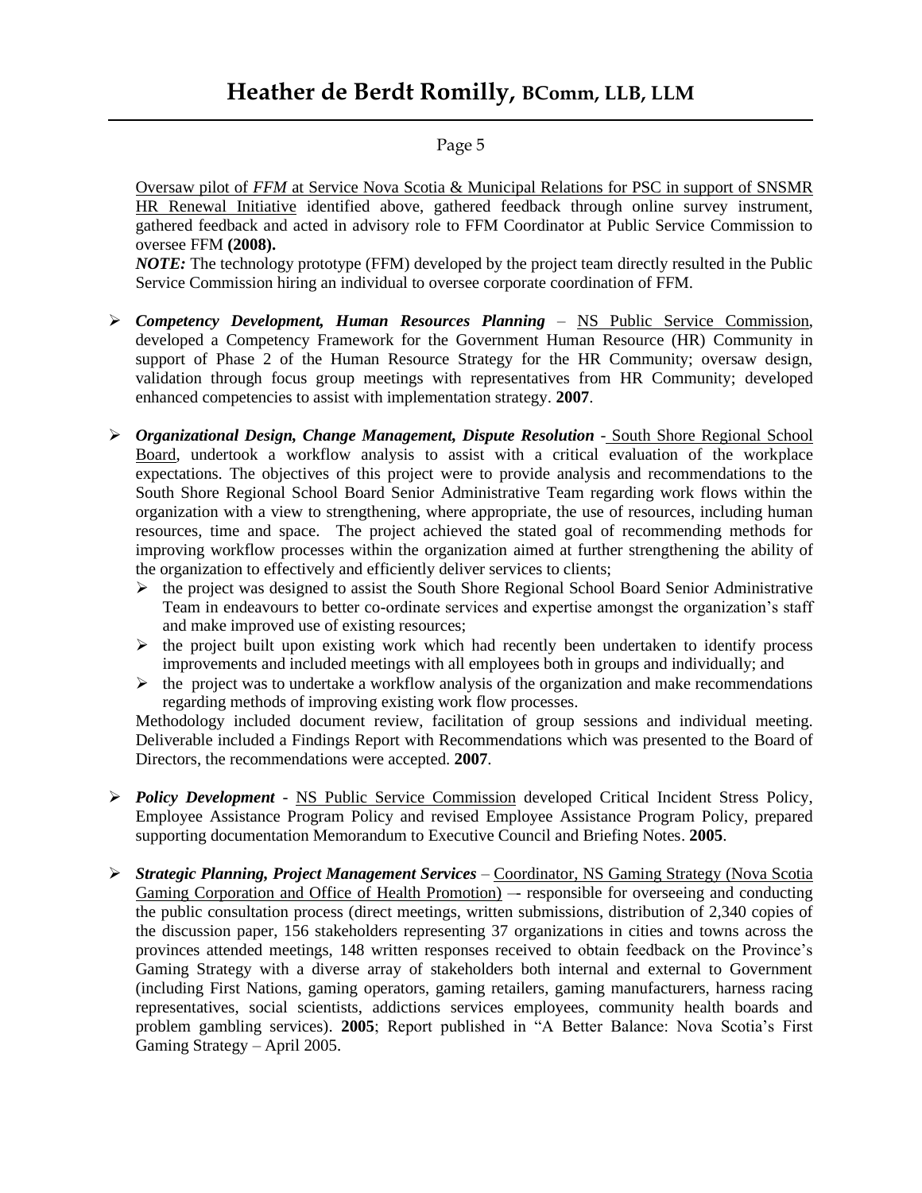Oversaw pilot of *FFM* at Service Nova Scotia & Municipal Relations for PSC in support of SNSMR HR Renewal Initiative identified above, gathered feedback through online survey instrument, gathered feedback and acted in advisory role to FFM Coordinator at Public Service Commission to oversee FFM **(2008).**

***NOTE:*** The technology prototype (FFM) developed by the project team directly resulted in the Public Service Commission hiring an individual to oversee corporate coordination of FFM.

- ***Competency Development, Human Resources Planning*** – NS Public Service Commission, developed a Competency Framework for the Government Human Resource (HR) Community in support of Phase 2 of the Human Resource Strategy for the HR Community; oversaw design, validation through focus group meetings with representatives from HR Community; developed enhanced competencies to assist with implementation strategy. **2007**.

- ***Organizational Design, Change Management, Dispute Resolution*** - South Shore Regional School Board, undertook a workflow analysis to assist with a critical evaluation of the workplace expectations. The objectives of this project were to provide analysis and recommendations to the South Shore Regional School Board Senior Administrative Team regarding work flows within the organization with a view to strengthening, where appropriate, the use of resources, including human resources, time and space. The project achieved the stated goal of recommending methods for improving workflow processes within the organization aimed at further strengthening the ability of the organization to effectively and efficiently deliver services to clients;
  - the project was designed to assist the South Shore Regional School Board Senior Administrative Team in endeavours to better co-ordinate services and expertise amongst the organization's staff and make improved use of existing resources;
  - the project built upon existing work which had recently been undertaken to identify process improvements and included meetings with all employees both in groups and individually; and
  - the project was to undertake a workflow analysis of the organization and make recommendations regarding methods of improving existing work flow processes.

  Methodology included document review, facilitation of group sessions and individual meeting. Deliverable included a Findings Report with Recommendations which was presented to the Board of Directors, the recommendations were accepted. **2007**.

- ***Policy Development*** - NS Public Service Commission developed Critical Incident Stress Policy, Employee Assistance Program Policy and revised Employee Assistance Program Policy, prepared supporting documentation Memorandum to Executive Council and Briefing Notes. **2005**.

- ***Strategic Planning, Project Management Services*** – Coordinator, NS Gaming Strategy (Nova Scotia Gaming Corporation and Office of Health Promotion) –- responsible for overseeing and conducting the public consultation process (direct meetings, written submissions, distribution of 2,340 copies of the discussion paper, 156 stakeholders representing 37 organizations in cities and towns across the provinces attended meetings, 148 written responses received to obtain feedback on the Province's Gaming Strategy with a diverse array of stakeholders both internal and external to Government (including First Nations, gaming operators, gaming retailers, gaming manufacturers, harness racing representatives, social scientists, addictions services employees, community health boards and problem gambling services). **2005**; Report published in "A Better Balance: Nova Scotia's First Gaming Strategy – April 2005.